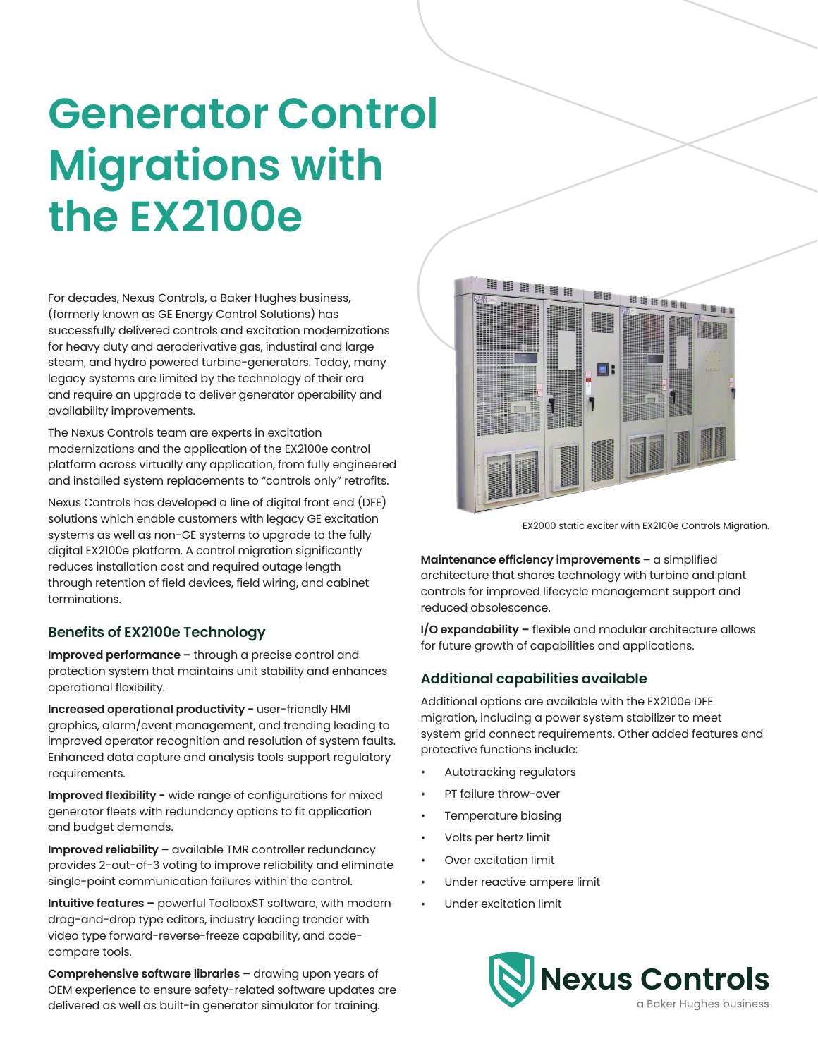# Generator Control Migrations with the EX2100e

For decades, Nexus Controls, a Baker Hughes business, (formerly known as GE Energy Control Solutions) has successfully delivered controls and excitation modernizations for heavy duty and aeroderivative gas, industiral and large steam, and hydro powered turbine-generators. Today, many legacy systems are limited by the technology of their era and require an upgrade to deliver generator operability and availability improvements.

The Nexus Controls team are experts in excitation modernizations and the application of the EX2100e control platform across virtually any application, from fully engineered and installed system replacements to "controls only" retrofits.

Nexus Controls has developed a line of digital front end (DFE) solutions which enable customers with legacy GE excitation systems as well as non-GE systems to upgrade to the fully digital EX2100e platform. A control migration significantly reduces installation cost and required outage length through retention of field devices, field wiring, and cabinet terminations.

EX2000 static exciter with EX2100e Controls Migration.

## Benefits of EX2100e Technology

**Improved performance –** through a precise control and protection system that maintains unit stability and enhances operational flexibility.

**Increased operational productivity -** user-friendly HMI graphics, alarm/event management, and trending leading to improved operator recognition and resolution of system faults. Enhanced data capture and analysis tools support regulatory requirements.

**Improved flexibility -** wide range of configurations for mixed generator fleets with redundancy options to fit application and budget demands.

**Improved reliability –** available TMR controller redundancy provides 2-out-of-3 voting to improve reliability and eliminate single-point communication failures within the control.

**Intuitive features –** powerful ToolboxST software, with modern drag-and-drop type editors, industry leading trender with video type forward-reverse-freeze capability, and code-compare tools.

**Comprehensive software libraries –** drawing upon years of OEM experience to ensure safety-related software updates are delivered as well as built-in generator simulator for training.

**Maintenance efficiency improvements –** a simplified architecture that shares technology with turbine and plant controls for improved lifecycle management support and reduced obsolescence.

**I/O expandability –** flexible and modular architecture allows for future growth of capabilities and applications.

## Additional capabilities available

Additional options are available with the EX2100e DFE migration, including a power system stabilizer to meet system grid connect requirements. Other added features and protective functions include:

- Autotracking regulators
- PT failure throw-over
- Temperature biasing
- Volts per hertz limit
- Over excitation limit
- Under reactive ampere limit
- Under excitation limit

Nexus Controls
a Baker Hughes business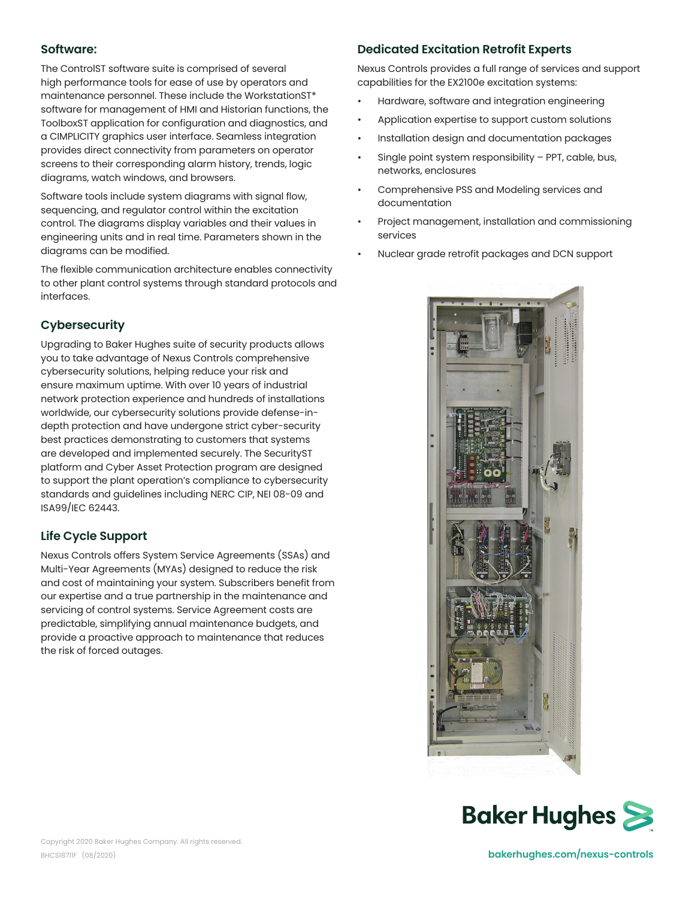## Software:

The ControlST software suite is comprised of several high performance tools for ease of use by operators and maintenance personnel. These include the WorkstationST* software for management of HMI and Historian functions, the ToolboxST application for configuration and diagnostics, and a CIMPLICITY graphics user interface. Seamless integration provides direct connectivity from parameters on operator screens to their corresponding alarm history, trends, logic diagrams, watch windows, and browsers.

Software tools include system diagrams with signal flow, sequencing, and regulator control within the excitation control. The diagrams display variables and their values in engineering units and in real time. Parameters shown in the diagrams can be modified.

The flexible communication architecture enables connectivity to other plant control systems through standard protocols and interfaces.

## Cybersecurity

Upgrading to Baker Hughes suite of security products allows you to take advantage of Nexus Controls comprehensive cybersecurity solutions, helping reduce your risk and ensure maximum uptime. With over 10 years of industrial network protection experience and hundreds of installations worldwide, our cybersecurity solutions provide defense-in-depth protection and have undergone strict cyber-security best practices demonstrating to customers that systems are developed and implemented securely. The SecurityST platform and Cyber Asset Protection program are designed to support the plant operation's compliance to cybersecurity standards and guidelines including NERC CIP, NEI 08-09 and ISA99/IEC 62443.

## Life Cycle Support

Nexus Controls offers System Service Agreements (SSAs) and Multi-Year Agreements (MYAs) designed to reduce the risk and cost of maintaining your system. Subscribers benefit from our expertise and a true partnership in the maintenance and servicing of control systems. Service Agreement costs are predictable, simplifying annual maintenance budgets, and provide a proactive approach to maintenance that reduces the risk of forced outages.

## Dedicated Excitation Retrofit Experts

Nexus Controls provides a full range of services and support capabilities for the EX2100e excitation systems:

- Hardware, software and integration engineering
- Application expertise to support custom solutions
- Installation design and documentation packages
- Single point system responsibility – PPT, cable, bus, networks, enclosures
- Comprehensive PSS and Modeling services and documentation
- Project management, installation and commissioning services
- Nuclear grade retrofit packages and DCN support

Baker Hughes

Copyright 2020 Baker Hughes Company. All rights reserved.
BHCS18711F (08/2020)

bakerhughes.com/nexus-controls